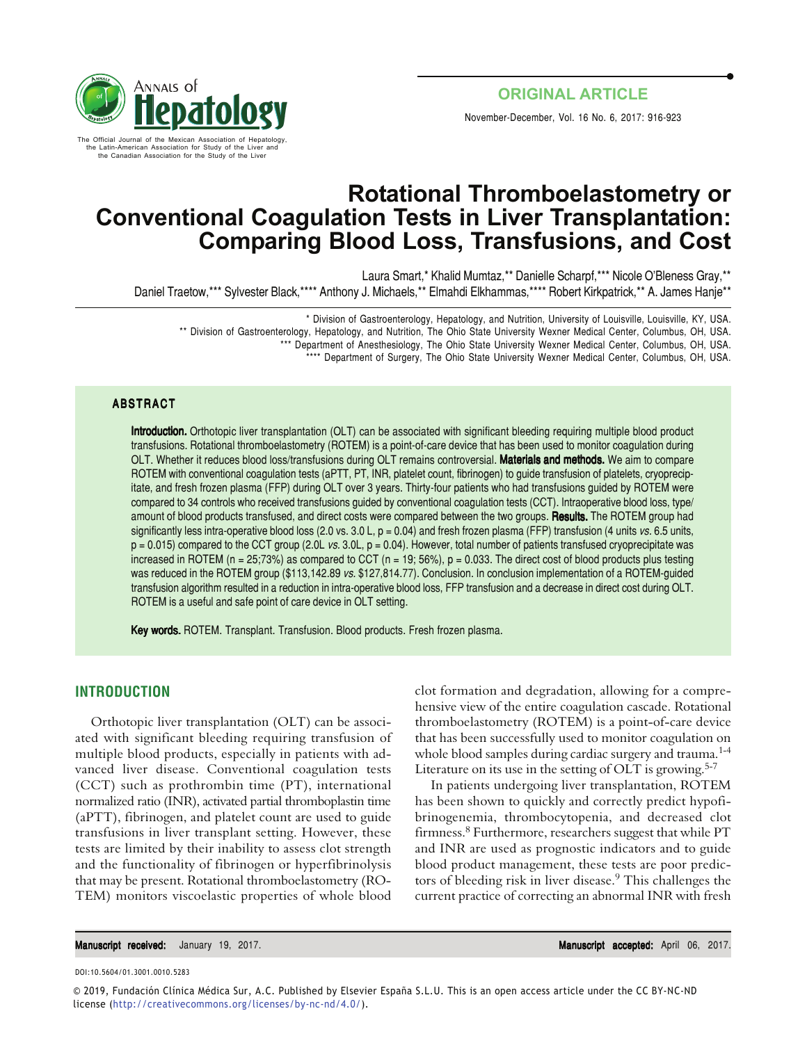ORIGINAL ARTICLE

# Rotational Thromboelastometry or Conventional Coagulation Tests in Liver Transplantation: Comparing Blood Loss, Transfusions, and Cost

Laura Smart,* Khalid Mumtaz,** Danielle Scharpf,*** Nicole O'Bleness Gray,** Daniel Traetow,*** Sylvester Black,**** Anthony J. Michaels,** Elmahdi Elkhammas,**** Robert Kirkpatrick,** A. James Hanje**

\* Division of Gastroenterology, Hepatology, and Nutrition, University of Louisville, Louisville, KY, USA.
\** Division of Gastroenterology, Hepatology, and Nutrition, The Ohio State University Wexner Medical Center, Columbus, OH, USA.
\*** Department of Anesthesiology, The Ohio State University Wexner Medical Center, Columbus, OH, USA.
\**** Department of Surgery, The Ohio State University Wexner Medical Center, Columbus, OH, USA.

## ABSTRACT

**Introduction.** Orthotopic liver transplantation (OLT) can be associated with significant bleeding requiring multiple blood product transfusions. Rotational thromboelastometry (ROTEM) is a point-of-care device that has been used to monitor coagulation during OLT. Whether it reduces blood loss/transfusions during OLT remains controversial. **Materials and methods.** We aim to compare ROTEM with conventional coagulation tests (aPTT, PT, INR, platelet count, fibrinogen) to guide transfusion of platelets, cryoprecipitate, and fresh frozen plasma (FFP) during OLT over 3 years. Thirty-four patients who had transfusions guided by ROTEM were compared to 34 controls who received transfusions guided by conventional coagulation tests (CCT). Intraoperative blood loss, type/amount of blood products transfused, and direct costs were compared between the two groups. **Results.** The ROTEM group had significantly less intra-operative blood loss (2.0 vs. 3.0 L, p = 0.04) and fresh frozen plasma (FFP) transfusion (4 units *vs.* 6.5 units, p = 0.015) compared to the CCT group (2.0L *vs.* 3.0L, p = 0.04). However, total number of patients transfused cryoprecipitate was increased in ROTEM (n = 25;73%) as compared to CCT (n = 19; 56%), p = 0.033. The direct cost of blood products plus testing was reduced in the ROTEM group ($113,142.89 *vs.* $127,814.77). Conclusion. In conclusion implementation of a ROTEM-guided transfusion algorithm resulted in a reduction in intra-operative blood loss, FFP transfusion and a decrease in direct cost during OLT. ROTEM is a useful and safe point of care device in OLT setting.

**Key words.** ROTEM. Transplant. Transfusion. Blood products. Fresh frozen plasma.

## INTRODUCTION

Orthotopic liver transplantation (OLT) can be associated with significant bleeding requiring transfusion of multiple blood products, especially in patients with advanced liver disease. Conventional coagulation tests (CCT) such as prothrombin time (PT), international normalized ratio (INR), activated partial thromboplastin time (aPTT), fibrinogen, and platelet count are used to guide transfusions in liver transplant setting. However, these tests are limited by their inability to assess clot strength and the functionality of fibrinogen or hyperfibrinolysis that may be present. Rotational thromboelastometry (ROTEM) monitors viscoelastic properties of whole blood clot formation and degradation, allowing for a comprehensive view of the entire coagulation cascade. Rotational thromboelastometry (ROTEM) is a point-of-care device that has been successfully used to monitor coagulation on whole blood samples during cardiac surgery and trauma.[1-4] Literature on its use in the setting of OLT is growing.[5-7]

In patients undergoing liver transplantation, ROTEM has been shown to quickly and correctly predict hypofibrinogenemia, thrombocytopenia, and decreased clot firmness.[8] Furthermore, researchers suggest that while PT and INR are used as prognostic indicators and to guide blood product management, these tests are poor predictors of bleeding risk in liver disease.[9] This challenges the current practice of correcting an abnormal INR with fresh

**Manuscript received:** January 19, 2017. **Manuscript accepted:** April 06, 2017.

DOI:10.5604/01.3001.0010.5283

© 2019, Fundación Clínica Médica Sur, A.C. Published by Elsevier España S.L.U. This is an open access article under the CC BY-NC-ND license (http://creativecommons.org/licenses/by-nc-nd/4.0/).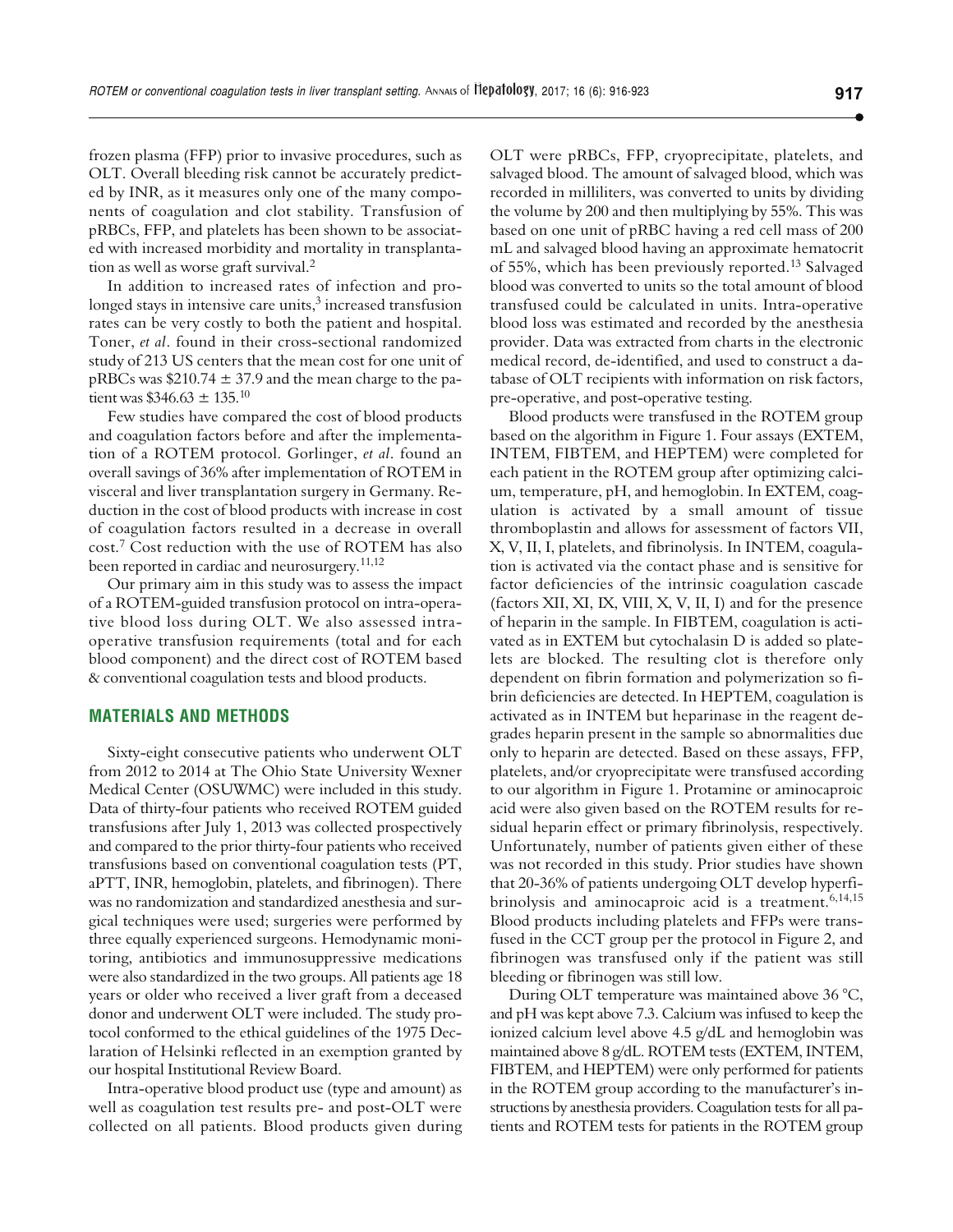frozen plasma (FFP) prior to invasive procedures, such as OLT. Overall bleeding risk cannot be accurately predicted by INR, as it measures only one of the many components of coagulation and clot stability. Transfusion of pRBCs, FFP, and platelets has been shown to be associated with increased morbidity and mortality in transplantation as well as worse graft survival.[2]

In addition to increased rates of infection and prolonged stays in intensive care units,[3] increased transfusion rates can be very costly to both the patient and hospital. Toner, *et al*. found in their cross-sectional randomized study of 213 US centers that the mean cost for one unit of pRBCs was $210.74 ± 37.9 and the mean charge to the patient was $346.63 ± 135.[10]

Few studies have compared the cost of blood products and coagulation factors before and after the implementation of a ROTEM protocol. Gorlinger, *et al*. found an overall savings of 36% after implementation of ROTEM in visceral and liver transplantation surgery in Germany. Reduction in the cost of blood products with increase in cost of coagulation factors resulted in a decrease in overall cost.[7] Cost reduction with the use of ROTEM has also been reported in cardiac and neurosurgery.[11,12]

Our primary aim in this study was to assess the impact of a ROTEM-guided transfusion protocol on intra-operative blood loss during OLT. We also assessed intra-operative transfusion requirements (total and for each blood component) and the direct cost of ROTEM based & conventional coagulation tests and blood products.

## MATERIALS AND METHODS

Sixty-eight consecutive patients who underwent OLT from 2012 to 2014 at The Ohio State University Wexner Medical Center (OSUWMC) were included in this study. Data of thirty-four patients who received ROTEM guided transfusions after July 1, 2013 was collected prospectively and compared to the prior thirty-four patients who received transfusions based on conventional coagulation tests (PT, aPTT, INR, hemoglobin, platelets, and fibrinogen). There was no randomization and standardized anesthesia and surgical techniques were used; surgeries were performed by three equally experienced surgeons. Hemodynamic monitoring, antibiotics and immunosuppressive medications were also standardized in the two groups. All patients age 18 years or older who received a liver graft from a deceased donor and underwent OLT were included. The study protocol conformed to the ethical guidelines of the 1975 Declaration of Helsinki reflected in an exemption granted by our hospital Institutional Review Board.

Intra-operative blood product use (type and amount) as well as coagulation test results pre- and post-OLT were collected on all patients. Blood products given during OLT were pRBCs, FFP, cryoprecipitate, platelets, and salvaged blood. The amount of salvaged blood, which was recorded in milliliters, was converted to units by dividing the volume by 200 and then multiplying by 55%. This was based on one unit of pRBC having a red cell mass of 200 mL and salvaged blood having an approximate hematocrit of 55%, which has been previously reported.[13] Salvaged blood was converted to units so the total amount of blood transfused could be calculated in units. Intra-operative blood loss was estimated and recorded by the anesthesia provider. Data was extracted from charts in the electronic medical record, de-identified, and used to construct a database of OLT recipients with information on risk factors, pre-operative, and post-operative testing.

Blood products were transfused in the ROTEM group based on the algorithm in Figure 1. Four assays (EXTEM, INTEM, FIBTEM, and HEPTEM) were completed for each patient in the ROTEM group after optimizing calcium, temperature, pH, and hemoglobin. In EXTEM, coagulation is activated by a small amount of tissue thromboplastin and allows for assessment of factors VII, X, V, II, I, platelets, and fibrinolysis. In INTEM, coagulation is activated via the contact phase and is sensitive for factor deficiencies of the intrinsic coagulation cascade (factors XII, XI, IX, VIII, X, V, II, I) and for the presence of heparin in the sample. In FIBTEM, coagulation is activated as in EXTEM but cytochalasin D is added so platelets are blocked. The resulting clot is therefore only dependent on fibrin formation and polymerization so fibrin deficiencies are detected. In HEPTEM, coagulation is activated as in INTEM but heparinase in the reagent degrades heparin present in the sample so abnormalities due only to heparin are detected. Based on these assays, FFP, platelets, and/or cryoprecipitate were transfused according to our algorithm in Figure 1. Protamine or aminocaproic acid were also given based on the ROTEM results for residual heparin effect or primary fibrinolysis, respectively. Unfortunately, number of patients given either of these was not recorded in this study. Prior studies have shown that 20-36% of patients undergoing OLT develop hyperfibrinolysis and aminocaproic acid is a treatment.[6,14,15] Blood products including platelets and FFPs were transfused in the CCT group per the protocol in Figure 2, and fibrinogen was transfused only if the patient was still bleeding or fibrinogen was still low.

During OLT temperature was maintained above 36 °C, and pH was kept above 7.3. Calcium was infused to keep the ionized calcium level above 4.5 g/dL and hemoglobin was maintained above 8 g/dL. ROTEM tests (EXTEM, INTEM, FIBTEM, and HEPTEM) were only performed for patients in the ROTEM group according to the manufacturer's instructions by anesthesia providers. Coagulation tests for all patients and ROTEM tests for patients in the ROTEM group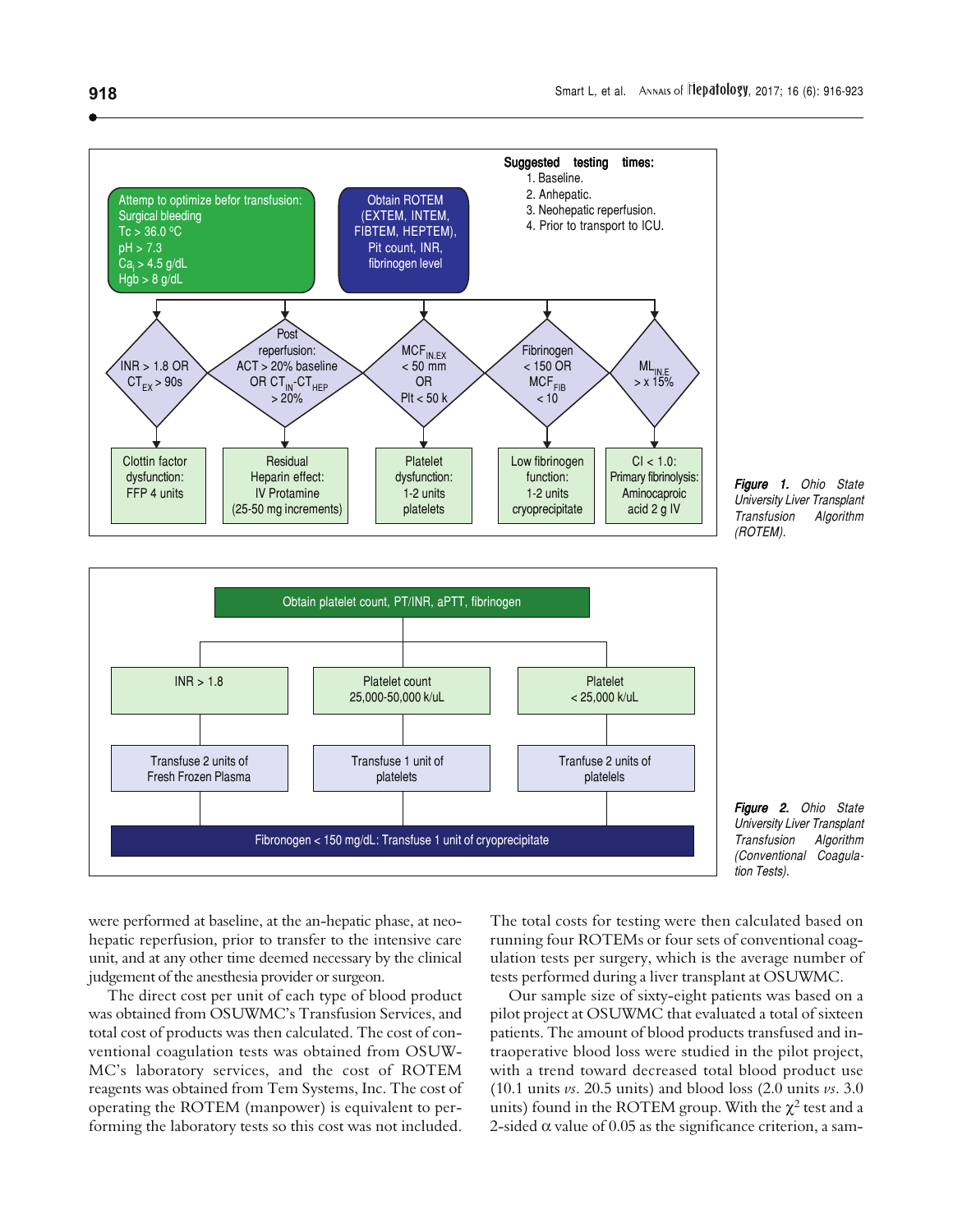Attemp to optimize befor transfusion:
Surgical bleeding
Tc > 36.0 ºC
pH > 7.3
$Ca_i$ > 4.5 g/dL
Hgb > 8 g/dL

Obtain ROTEM (EXTEM, INTEM, FIBTEM, HEPTEM), Plt count, INR, fibrinogen level

Suggested testing times:

1. Baseline.
2. Anhepatic.
3. Neohepatic reperfusion.
4. Prior to transport to ICU.

- INR > 1.8 OR $CT_{EX}$ > 90s → Clottin factor dysfunction: FFP 4 units
- Post reperfusion: ACT > 20% baseline OR $CT_{IN}$-$CT_{HEP}$ > 20% → Residual Heparin effect: IV Protamine (25-50 mg increments)
- $MCF_{IN,EX}$ < 50 mm OR Plt < 50 k → Platelet dysfunction: 1-2 units platelets
- Fibrinogen < 150 OR $MCF_{FIB}$ < 10 → Low fibrinogen function: 1-2 units cryoprecipitate
- $ML_{IN,E}$ > x 15% → CI < 1.0: Primary fibrinolysis: Aminocaproic acid 2 g IV

***Figure 1.*** *Ohio State University Liver Transplant Transfusion Algorithm (ROTEM).*

Obtain platelet count, PT/INR, aPTT, fibrinogen

- INR > 1.8 → Transfuse 2 units of Fresh Frozen Plasma
- Platelet count 25,000-50,000 k/uL → Transfuse 1 unit of platelets
- Platelet < 25,000 k/uL → Tranfuse 2 units of platelels

Fibronogen < 150 mg/dL: Transfuse 1 unit of cryoprecipitate

***Figure 2.*** *Ohio State University Liver Transplant Transfusion Algorithm (Conventional Coagulation Tests).*

were performed at baseline, at the an-hepatic phase, at neohepatic reperfusion, prior to transfer to the intensive care unit, and at any other time deemed necessary by the clinical judgement of the anesthesia provider or surgeon.

The direct cost per unit of each type of blood product was obtained from OSUWMC's Transfusion Services, and total cost of products was then calculated. The cost of conventional coagulation tests was obtained from OSUWMC's laboratory services, and the cost of ROTEM reagents was obtained from Tem Systems, Inc. The cost of operating the ROTEM (manpower) is equivalent to performing the laboratory tests so this cost was not included. The total costs for testing were then calculated based on running four ROTEMs or four sets of conventional coagulation tests per surgery, which is the average number of tests performed during a liver transplant at OSUWMC.

Our sample size of sixty-eight patients was based on a pilot project at OSUWMC that evaluated a total of sixteen patients. The amount of blood products transfused and intraoperative blood loss were studied in the pilot project, with a trend toward decreased total blood product use (10.1 units *vs*. 20.5 units) and blood loss (2.0 units *vs*. 3.0 units) found in the ROTEM group. With the $\chi^2$ test and a 2-sided $\alpha$ value of 0.05 as the significance criterion, a sam-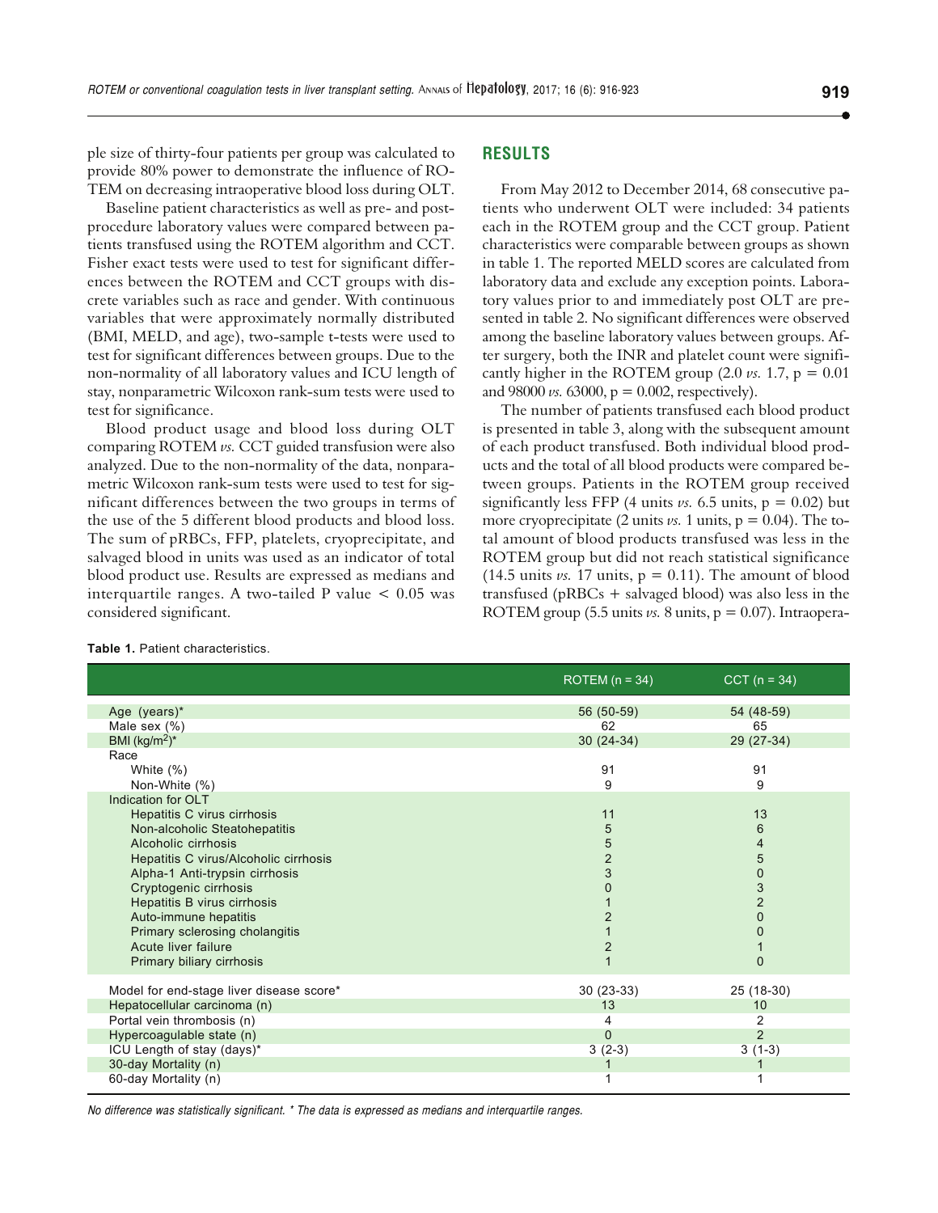ple size of thirty-four patients per group was calculated to provide 80% power to demonstrate the influence of ROTEM on decreasing intraoperative blood loss during OLT.

Baseline patient characteristics as well as pre- and post-procedure laboratory values were compared between patients transfused using the ROTEM algorithm and CCT. Fisher exact tests were used to test for significant differences between the ROTEM and CCT groups with discrete variables such as race and gender. With continuous variables that were approximately normally distributed (BMI, MELD, and age), two-sample t-tests were used to test for significant differences between groups. Due to the non-normality of all laboratory values and ICU length of stay, nonparametric Wilcoxon rank-sum tests were used to test for significance.

Blood product usage and blood loss during OLT comparing ROTEM *vs.* CCT guided transfusion were also analyzed. Due to the non-normality of the data, nonparametric Wilcoxon rank-sum tests were used to test for significant differences between the two groups in terms of the use of the 5 different blood products and blood loss. The sum of pRBCs, FFP, platelets, cryoprecipitate, and salvaged blood in units was used as an indicator of total blood product use. Results are expressed as medians and interquartile ranges. A two-tailed P value $< 0.05$ was considered significant.

## RESULTS

From May 2012 to December 2014, 68 consecutive patients who underwent OLT were included: 34 patients each in the ROTEM group and the CCT group. Patient characteristics were comparable between groups as shown in table 1. The reported MELD scores are calculated from laboratory data and exclude any exception points. Laboratory values prior to and immediately post OLT are presented in table 2. No significant differences were observed among the baseline laboratory values between groups. After surgery, both the INR and platelet count were significantly higher in the ROTEM group (2.0 *vs.* 1.7, $p = 0.01$ and 98000 *vs.* 63000, $p = 0.002$, respectively).

The number of patients transfused each blood product is presented in table 3, along with the subsequent amount of each product transfused. Both individual blood products and the total of all blood products were compared between groups. Patients in the ROTEM group received significantly less FFP (4 units *vs.* 6.5 units, $p = 0.02$) but more cryoprecipitate (2 units *vs.* 1 units, $p = 0.04$). The total amount of blood products transfused was less in the ROTEM group but did not reach statistical significance (14.5 units *vs.* 17 units, $p = 0.11$). The amount of blood transfused (pRBCs + salvaged blood) was also less in the ROTEM group (5.5 units *vs.* 8 units, $p = 0.07$). Intraopera-

**Table 1.** Patient characteristics.

| | ROTEM (n = 34) | CCT (n = 34) |
|---|---|---|
| Age (years)* | 56 (50-59) | 54 (48-59) |
| Male sex (%) | 62 | 65 |
| BMI (kg/m$^2$)* | 30 (24-34) | 29 (27-34) |
| Race | | |
| White (%) | 91 | 91 |
| Non-White (%) | 9 | 9 |
| Indication for OLT | | |
| Hepatitis C virus cirrhosis | 11 | 13 |
| Non-alcoholic Steatohepatitis | 5 | 6 |
| Alcoholic cirrhosis | 5 | 4 |
| Hepatitis C virus/Alcoholic cirrhosis | 2 | 5 |
| Alpha-1 Anti-trypsin cirrhosis | 3 | 0 |
| Cryptogenic cirrhosis | 0 | 3 |
| Hepatitis B virus cirrhosis | 1 | 2 |
| Auto-immune hepatitis | 2 | 0 |
| Primary sclerosing cholangitis | 1 | 0 |
| Acute liver failure | 2 | 1 |
| Primary biliary cirrhosis | 1 | 0 |
| Model for end-stage liver disease score* | 30 (23-33) | 25 (18-30) |
| Hepatocellular carcinoma (n) | 13 | 10 |
| Portal vein thrombosis (n) | 4 | 2 |
| Hypercoagulable state (n) | 0 | 2 |
| ICU Length of stay (days)* | 3 (2-3) | 3 (1-3) |
| 30-day Mortality (n) | 1 | 1 |
| 60-day Mortality (n) | 1 | 1 |

*No difference was statistically significant. * The data is expressed as medians and interquartile ranges.*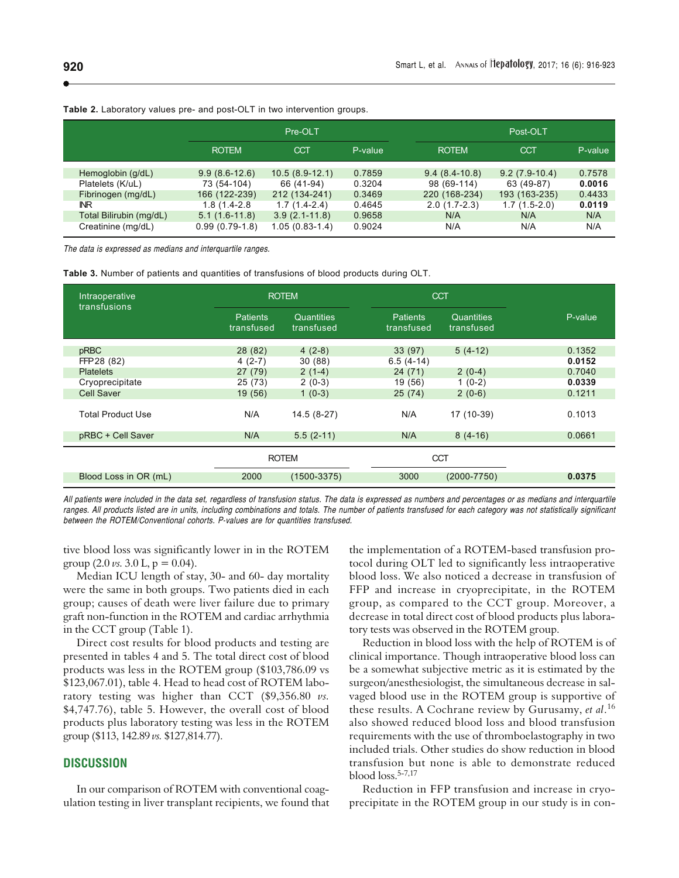**Table 2.** Laboratory values pre- and post-OLT in two intervention groups.

| | Pre-OLT | | | Post-OLT | | |
|---|---|---|---|---|---|---|
| | ROTEM | CCT | P-value | ROTEM | CCT | P-value |
| Hemoglobin (g/dL) | 9.9 (8.6-12.6) | 10.5 (8.9-12.1) | 0.7859 | 9.4 (8.4-10.8) | 9.2 (7.9-10.4) | 0.7578 |
| Platelets (K/uL) | 73 (54-104) | 66 (41-94) | 0.3204 | 98 (69-114) | 63 (49-87) | **0.0016** |
| Fibrinogen (mg/dL) | 166 (122-239) | 212 (134-241) | 0.3469 | 220 (168-234) | 193 (163-235) | 0.4433 |
| INR | 1.8 (1.4-2.8 | 1.7 (1.4-2.4) | 0.4645 | 2.0 (1.7-2.3) | 1.7 (1.5-2.0) | **0.0119** |
| Total Bilirubin (mg/dL) | 5.1 (1.6-11.8) | 3.9 (2.1-11.8) | 0.9658 | N/A | N/A | N/A |
| Creatinine (mg/dL) | 0.99 (0.79-1.8) | 1.05 (0.83-1.4) | 0.9024 | N/A | N/A | N/A |

*The data is expressed as medians and interquartile ranges.*

**Table 3.** Number of patients and quantities of transfusions of blood products during OLT.

| Intraoperative transfusions | ROTEM | | CCT | | P-value |
|---|---|---|---|---|---|
| | Patients transfused | Quantities transfused | Patients transfused | Quantities transfused | |
| pRBC | 28 (82) | 4 (2-8) | 33 (97) | 5 (4-12) | 0.1352 |
| FFP 28 (82) | 4 (2-7) | 30 (88) | 6.5 (4-14) | | **0.0152** |
| Platelets | 27 (79) | 2 (1-4) | 24 (71) | 2 (0-4) | 0.7040 |
| Cryoprecipitate | 25 (73) | 2 (0-3) | 19 (56) | 1 (0-2) | **0.0339** |
| Cell Saver | 19 (56) | 1 (0-3) | 25 (74) | 2 (0-6) | 0.1211 |
| Total Product Use | N/A | 14.5 (8-27) | N/A | 17 (10-39) | 0.1013 |
| pRBC + Cell Saver | N/A | 5.5 (2-11) | N/A | 8 (4-16) | 0.0661 |
| | ROTEM | | CCT | | |
| Blood Loss in OR (mL) | 2000 | (1500-3375) | 3000 | (2000-7750) | **0.0375** |

*All patients were included in the data set, regardless of transfusion status. The data is expressed as numbers and percentages or as medians and interquartile ranges. All products listed are in units, including combinations and totals. The number of patients transfused for each category was not statistically significant between the ROTEM/Conventional cohorts. P-values are for quantities transfused.*

tive blood loss was significantly lower in in the ROTEM group (2.0 *vs.* 3.0 L, $p = 0.04$).

Median ICU length of stay, 30- and 60- day mortality were the same in both groups. Two patients died in each group; causes of death were liver failure due to primary graft non-function in the ROTEM and cardiac arrhythmia in the CCT group (Table 1).

Direct cost results for blood products and testing are presented in tables 4 and 5. The total direct cost of blood products was less in the ROTEM group ($103,786.09 vs $123,067.01), table 4. Head to head cost of ROTEM laboratory testing was higher than CCT ($9,356.80 *vs.* $4,747.76), table 5. However, the overall cost of blood products plus laboratory testing was less in the ROTEM group ($113, 142.89 *vs.* $127,814.77).

## DISCUSSION

In our comparison of ROTEM with conventional coagulation testing in liver transplant recipients, we found that the implementation of a ROTEM-based transfusion protocol during OLT led to significantly less intraoperative blood loss. We also noticed a decrease in transfusion of FFP and increase in cryoprecipitate, in the ROTEM group, as compared to the CCT group. Moreover, a decrease in total direct cost of blood products plus laboratory tests was observed in the ROTEM group.

Reduction in blood loss with the help of ROTEM is of clinical importance. Though intraoperative blood loss can be a somewhat subjective metric as it is estimated by the surgeon/anesthesiologist, the simultaneous decrease in salvaged blood use in the ROTEM group is supportive of these results. A Cochrane review by Gurusamy, *et al*.[16] also showed reduced blood loss and blood transfusion requirements with the use of thromboelastography in two included trials. Other studies do show reduction in blood transfusion but none is able to demonstrate reduced blood loss.[5-7,17]

Reduction in FFP transfusion and increase in cryoprecipitate in the ROTEM group in our study is in con-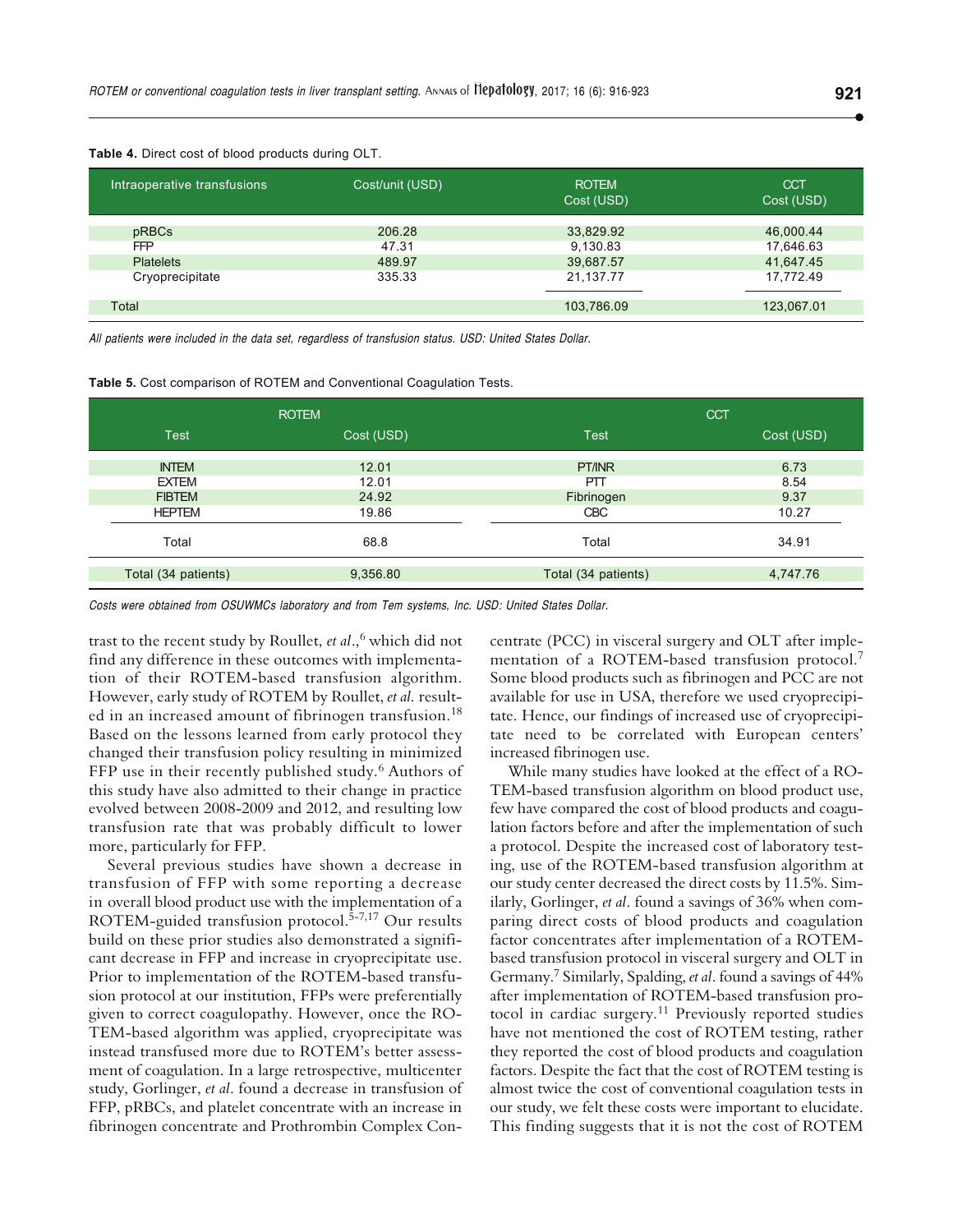**Table 4.** Direct cost of blood products during OLT.

| Intraoperative transfusions | Cost/unit (USD) | ROTEM Cost (USD) | CCT Cost (USD) |
|---|---|---|---|
| pRBCs | 206.28 | 33,829.92 | 46,000.44 |
| FFP | 47.31 | 9,130.83 | 17,646.63 |
| Platelets | 489.97 | 39,687.57 | 41,647.45 |
| Cryoprecipitate | 335.33 | 21,137.77 | 17,772.49 |
| Total | | 103,786.09 | 123,067.01 |

*All patients were included in the data set, regardless of transfusion status. USD: United States Dollar.*

**Table 5.** Cost comparison of ROTEM and Conventional Coagulation Tests.

| ROTEM | | CCT | |
|---|---|---|---|
| Test | Cost (USD) | Test | Cost (USD) |
| INTEM | 12.01 | PT/INR | 6.73 |
| EXTEM | 12.01 | PTT | 8.54 |
| FIBTEM | 24.92 | Fibrinogen | 9.37 |
| HEPTEM | 19.86 | CBC | 10.27 |
| Total | 68.8 | Total | 34.91 |
| Total (34 patients) | 9,356.80 | Total (34 patients) | 4,747.76 |

*Costs were obtained from OSUWMCs laboratory and from Tem systems, Inc. USD: United States Dollar.*

trast to the recent study by Roullet, *et al*.,[6] which did not find any difference in these outcomes with implementation of their ROTEM-based transfusion algorithm. However, early study of ROTEM by Roullet, *et al*. resulted in an increased amount of fibrinogen transfusion.[18] Based on the lessons learned from early protocol they changed their transfusion policy resulting in minimized FFP use in their recently published study.[6] Authors of this study have also admitted to their change in practice evolved between 2008-2009 and 2012, and resulting low transfusion rate that was probably difficult to lower more, particularly for FFP.

Several previous studies have shown a decrease in transfusion of FFP with some reporting a decrease in overall blood product use with the implementation of a ROTEM-guided transfusion protocol.[5-7,17] Our results build on these prior studies also demonstrated a significant decrease in FFP and increase in cryoprecipitate use. Prior to implementation of the ROTEM-based transfusion protocol at our institution, FFPs were preferentially given to correct coagulopathy. However, once the ROTEM-based algorithm was applied, cryoprecipitate was instead transfused more due to ROTEM's better assessment of coagulation. In a large retrospective, multicenter study, Gorlinger, *et al*. found a decrease in transfusion of FFP, pRBCs, and platelet concentrate with an increase in fibrinogen concentrate and Prothrombin Complex Concentrate (PCC) in visceral surgery and OLT after implementation of a ROTEM-based transfusion protocol.[7] Some blood products such as fibrinogen and PCC are not available for use in USA, therefore we used cryoprecipitate. Hence, our findings of increased use of cryoprecipitate need to be correlated with European centers' increased fibrinogen use.

While many studies have looked at the effect of a ROTEM-based transfusion algorithm on blood product use, few have compared the cost of blood products and coagulation factors before and after the implementation of such a protocol. Despite the increased cost of laboratory testing, use of the ROTEM-based transfusion algorithm at our study center decreased the direct costs by 11.5%. Similarly, Gorlinger, *et al*. found a savings of 36% when comparing direct costs of blood products and coagulation factor concentrates after implementation of a ROTEM-based transfusion protocol in visceral surgery and OLT in Germany.[7] Similarly, Spalding, *et al*. found a savings of 44% after implementation of ROTEM-based transfusion protocol in cardiac surgery.[11] Previously reported studies have not mentioned the cost of ROTEM testing, rather they reported the cost of blood products and coagulation factors. Despite the fact that the cost of ROTEM testing is almost twice the cost of conventional coagulation tests in our study, we felt these costs were important to elucidate. This finding suggests that it is not the cost of ROTEM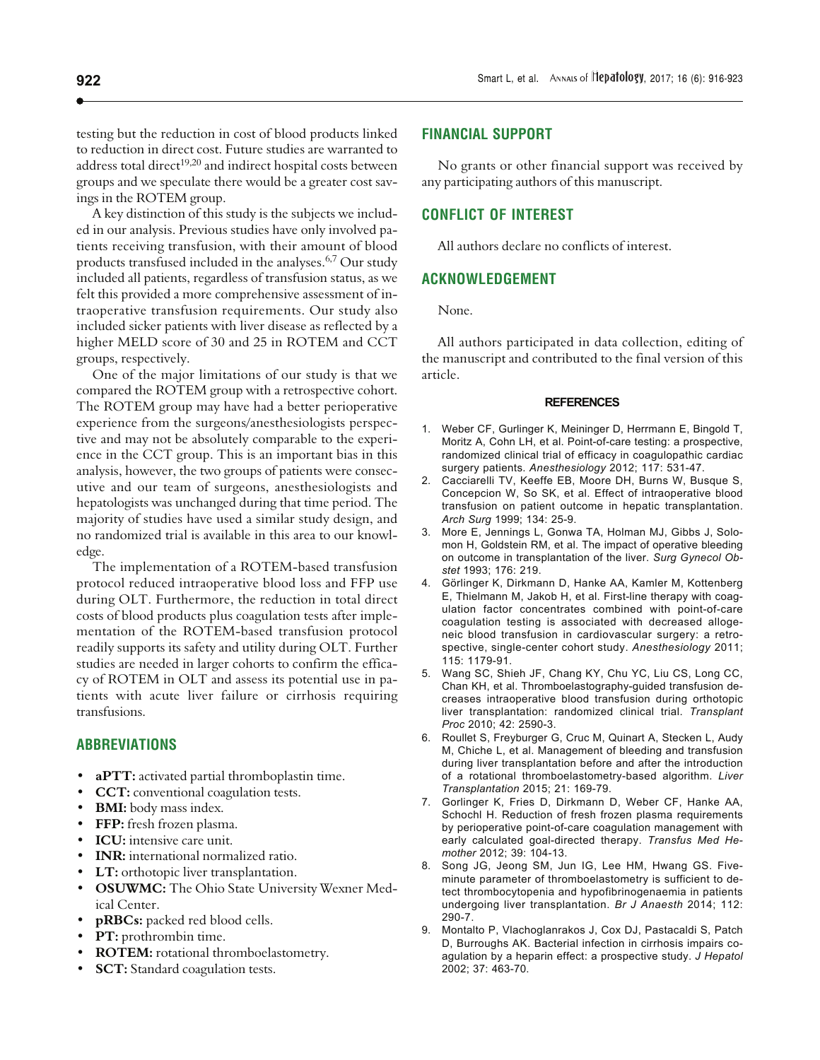testing but the reduction in cost of blood products linked to reduction in direct cost. Future studies are warranted to address total direct[19,20] and indirect hospital costs between groups and we speculate there would be a greater cost savings in the ROTEM group.

A key distinction of this study is the subjects we included in our analysis. Previous studies have only involved patients receiving transfusion, with their amount of blood products transfused included in the analyses.[6,7] Our study included all patients, regardless of transfusion status, as we felt this provided a more comprehensive assessment of intraoperative transfusion requirements. Our study also included sicker patients with liver disease as reflected by a higher MELD score of 30 and 25 in ROTEM and CCT groups, respectively.

One of the major limitations of our study is that we compared the ROTEM group with a retrospective cohort. The ROTEM group may have had a better perioperative experience from the surgeons/anesthesiologists perspective and may not be absolutely comparable to the experience in the CCT group. This is an important bias in this analysis, however, the two groups of patients were consecutive and our team of surgeons, anesthesiologists and hepatologists was unchanged during that time period. The majority of studies have used a similar study design, and no randomized trial is available in this area to our knowledge.

The implementation of a ROTEM-based transfusion protocol reduced intraoperative blood loss and FFP use during OLT. Furthermore, the reduction in total direct costs of blood products plus coagulation tests after implementation of the ROTEM-based transfusion protocol readily supports its safety and utility during OLT. Further studies are needed in larger cohorts to confirm the efficacy of ROTEM in OLT and assess its potential use in patients with acute liver failure or cirrhosis requiring transfusions.

## ABBREVIATIONS

- **aPTT:** activated partial thromboplastin time.
- **CCT:** conventional coagulation tests.
- **BMI:** body mass index.
- **FFP:** fresh frozen plasma.
- **ICU:** intensive care unit.
- **INR:** international normalized ratio.
- **LT:** orthotopic liver transplantation.
- **OSUWMC:** The Ohio State University Wexner Medical Center.
- **pRBCs:** packed red blood cells.
- **PT:** prothrombin time.
- **ROTEM:** rotational thromboelastometry.
- **SCT:** Standard coagulation tests.

## FINANCIAL SUPPORT

No grants or other financial support was received by any participating authors of this manuscript.

## CONFLICT OF INTEREST

All authors declare no conflicts of interest.

## ACKNOWLEDGEMENT

None.

All authors participated in data collection, editing of the manuscript and contributed to the final version of this article.

### REFERENCES

1. Weber CF, Gurlinger K, Meininger D, Herrmann E, Bingold T, Moritz A, Cohn LH, et al. Point-of-care testing: a prospective, randomized clinical trial of efficacy in coagulopathic cardiac surgery patients. *Anesthesiology* 2012; 117: 531-47.
2. Cacciarelli TV, Keeffe EB, Moore DH, Burns W, Busque S, Concepcion W, So SK, et al. Effect of intraoperative blood transfusion on patient outcome in hepatic transplantation. *Arch Surg* 1999; 134: 25-9.
3. More E, Jennings L, Gonwa TA, Holman MJ, Gibbs J, Solomon H, Goldstein RM, et al. The impact of operative bleeding on outcome in transplantation of the liver. *Surg Gynecol Obstet* 1993; 176: 219.
4. Görlinger K, Dirkmann D, Hanke AA, Kamler M, Kottenberg E, Thielmann M, Jakob H, et al. First-line therapy with coagulation factor concentrates combined with point-of-care coagulation testing is associated with decreased allogeneic blood transfusion in cardiovascular surgery: a retrospective, single-center cohort study. *Anesthesiology* 2011; 115: 1179-91.
5. Wang SC, Shieh JF, Chang KY, Chu YC, Liu CS, Long CC, Chan KH, et al. Thromboelastography-guided transfusion decreases intraoperative blood transfusion during orthotopic liver transplantation: randomized clinical trial. *Transplant Proc* 2010; 42: 2590-3.
6. Roullet S, Freyburger G, Cruc M, Quinart A, Stecken L, Audy M, Chiche L, et al. Management of bleeding and transfusion during liver transplantation before and after the introduction of a rotational thromboelastometry-based algorithm. *Liver Transplantation* 2015; 21: 169-79.
7. Gorlinger K, Fries D, Dirkmann D, Weber CF, Hanke AA, Schochl H. Reduction of fresh frozen plasma requirements by perioperative point-of-care coagulation management with early calculated goal-directed therapy. *Transfus Med Hemother* 2012; 39: 104-13.
8. Song JG, Jeong SM, Jun IG, Lee HM, Hwang GS. Five-minute parameter of thromboelastometry is sufficient to detect thrombocytopenia and hypofibrinogenaemia in patients undergoing liver transplantation. *Br J Anaesth* 2014; 112: 290-7.
9. Montalto P, Vlachoglanrakos J, Cox DJ, Pastacaldi S, Patch D, Burroughs AK. Bacterial infection in cirrhosis impairs coagulation by a heparin effect: a prospective study. *J Hepatol* 2002; 37: 463-70.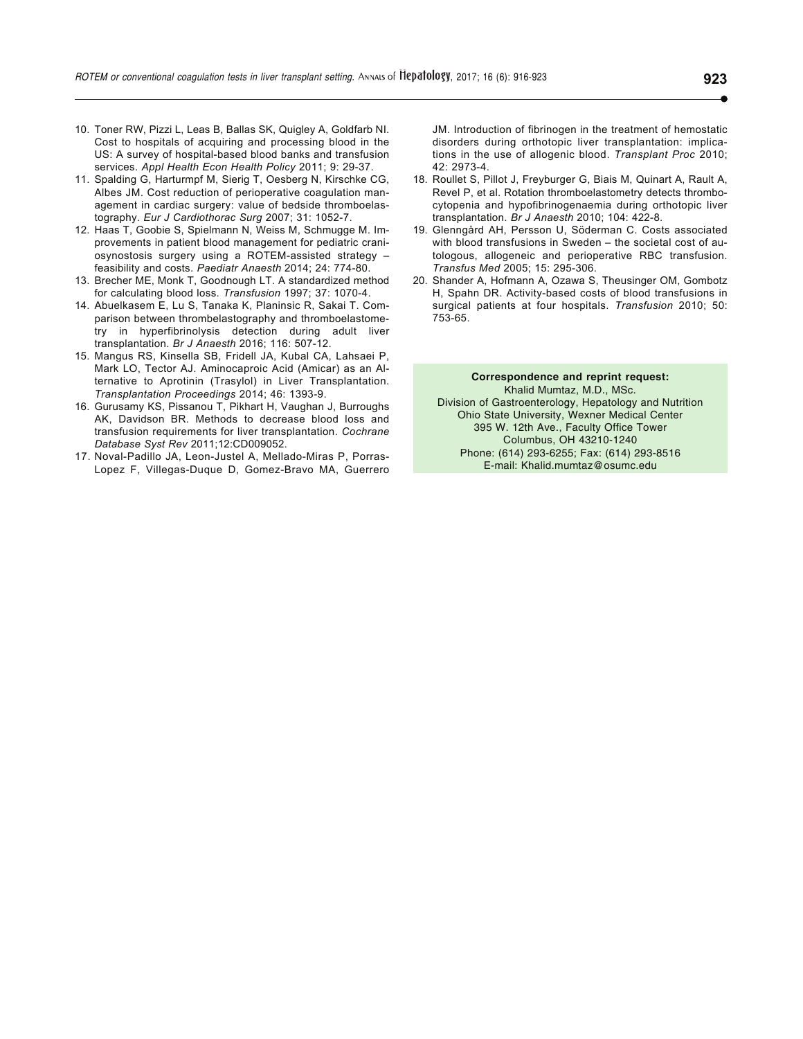10. Toner RW, Pizzi L, Leas B, Ballas SK, Quigley A, Goldfarb NI. Cost to hospitals of acquiring and processing blood in the US: A survey of hospital-based blood banks and transfusion services. *Appl Health Econ Health Policy* 2011; 9: 29-37.
11. Spalding G, Harturmpf M, Sierig T, Oesberg N, Kirschke CG, Albes JM. Cost reduction of perioperative coagulation management in cardiac surgery: value of bedside thromboelastography. *Eur J Cardiothorac Surg* 2007; 31: 1052-7.
12. Haas T, Goobie S, Spielmann N, Weiss M, Schmugge M. Improvements in patient blood management for pediatric craniosynostosis surgery using a ROTEM-assisted strategy – feasibility and costs. *Paediatr Anaesth* 2014; 24: 774-80.
13. Brecher ME, Monk T, Goodnough LT. A standardized method for calculating blood loss. *Transfusion* 1997; 37: 1070-4.
14. Abuelkasem E, Lu S, Tanaka K, Planinsic R, Sakai T. Comparison between thrombelastography and thromboelastometry in hyperfibrinolysis detection during adult liver transplantation. *Br J Anaesth* 2016; 116: 507-12.
15. Mangus RS, Kinsella SB, Fridell JA, Kubal CA, Lahsaei P, Mark LO, Tector AJ. Aminocaproic Acid (Amicar) as an Alternative to Aprotinin (Trasylol) in Liver Transplantation. *Transplantation Proceedings* 2014; 46: 1393-9.
16. Gurusamy KS, Pissanou T, Pikhart H, Vaughan J, Burroughs AK, Davidson BR. Methods to decrease blood loss and transfusion requirements for liver transplantation. *Cochrane Database Syst Rev* 2011;12:CD009052.
17. Noval-Padillo JA, Leon-Justel A, Mellado-Miras P, Porras-Lopez F, Villegas-Duque D, Gomez-Bravo MA, Guerrero JM. Introduction of fibrinogen in the treatment of hemostatic disorders during orthotopic liver transplantation: implications in the use of allogenic blood. *Transplant Proc* 2010; 42: 2973-4.
18. Roullet S, Pillot J, Freyburger G, Biais M, Quinart A, Rault A, Revel P, et al. Rotation thromboelastometry detects thrombocytopenia and hypofibrinogenaemia during orthotopic liver transplantation. *Br J Anaesth* 2010; 104: 422-8.
19. Glenngård AH, Persson U, Söderman C. Costs associated with blood transfusions in Sweden – the societal cost of autologous, allogeneic and perioperative RBC transfusion. *Transfus Med* 2005; 15: 295-306.
20. Shander A, Hofmann A, Ozawa S, Theusinger OM, Gombotz H, Spahn DR. Activity-based costs of blood transfusions in surgical patients at four hospitals. *Transfusion* 2010; 50: 753-65.

**Correspondence and reprint request:**
Khalid Mumtaz, M.D., MSc.
Division of Gastroenterology, Hepatology and Nutrition
Ohio State University, Wexner Medical Center
395 W. 12th Ave., Faculty Office Tower
Columbus, OH 43210-1240
Phone: (614) 293-6255; Fax: (614) 293-8516
E-mail: Khalid.mumtaz@osumc.edu